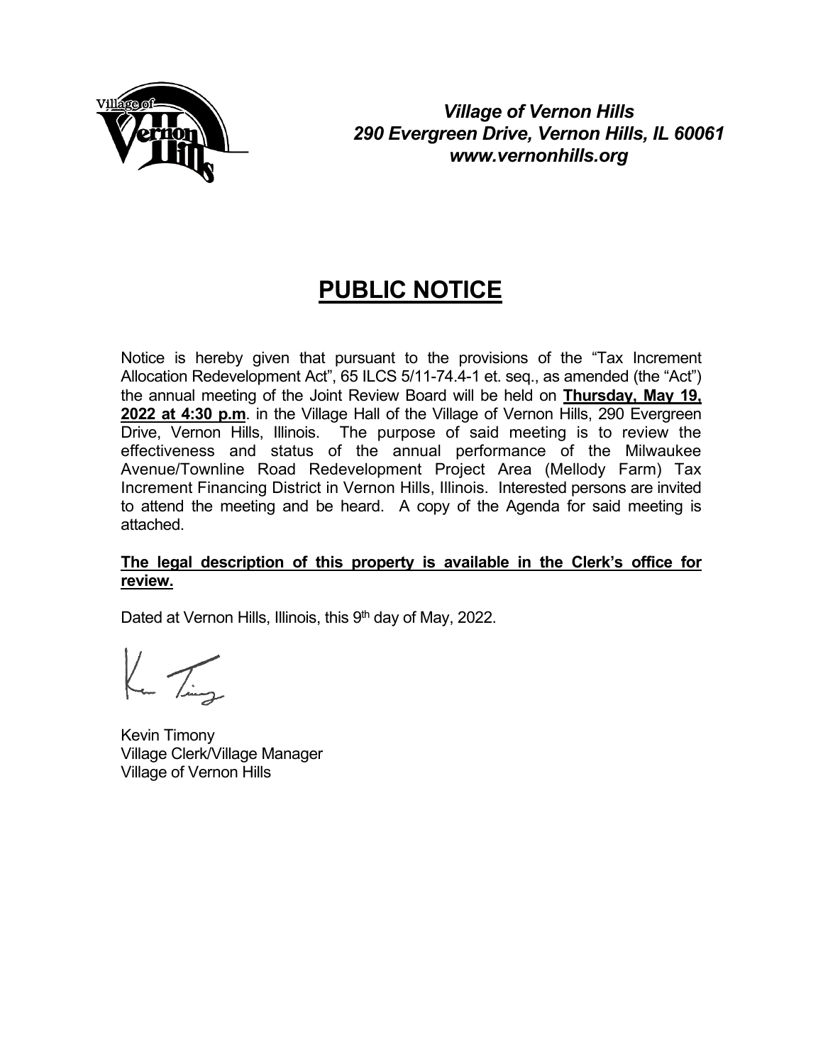***Village of Vernon Hills***
***290 Evergreen Drive, Vernon Hills, IL 60061***
***www.vernonhills.org***

# PUBLIC NOTICE

Notice is hereby given that pursuant to the provisions of the "Tax Increment Allocation Redevelopment Act", 65 ILCS 5/11-74.4-1 et. seq., as amended (the "Act") the annual meeting of the Joint Review Board will be held on **Thursday, May 19, 2022 at 4:30 p.m**. in the Village Hall of the Village of Vernon Hills, 290 Evergreen Drive, Vernon Hills, Illinois. The purpose of said meeting is to review the effectiveness and status of the annual performance of the Milwaukee Avenue/Townline Road Redevelopment Project Area (Mellody Farm) Tax Increment Financing District in Vernon Hills, Illinois. Interested persons are invited to attend the meeting and be heard. A copy of the Agenda for said meeting is attached.

**The legal description of this property is available in the Clerk's office for review.**

Dated at Vernon Hills, Illinois, this 9th day of May, 2022.

Kevin Timony
Village Clerk/Village Manager
Village of Vernon Hills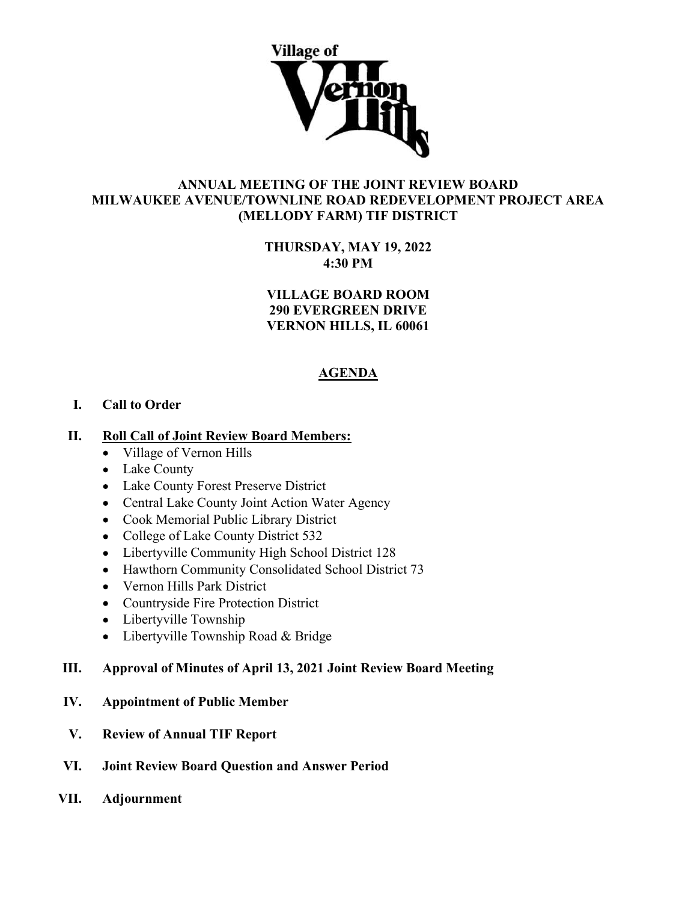**Village of Vernon Hills**

**ANNUAL MEETING OF THE JOINT REVIEW BOARD**
**MILWAUKEE AVENUE/TOWNLINE ROAD REDEVELOPMENT PROJECT AREA**
**(MELLODY FARM) TIF DISTRICT**

**THURSDAY, MAY 19, 2022**
**4:30 PM**

**VILLAGE BOARD ROOM**
**290 EVERGREEN DRIVE**
**VERNON HILLS, IL 60061**

## AGENDA

**I. Call to Order**

**II. Roll Call of Joint Review Board Members:**

- Village of Vernon Hills
- Lake County
- Lake County Forest Preserve District
- Central Lake County Joint Action Water Agency
- Cook Memorial Public Library District
- College of Lake County District 532
- Libertyville Community High School District 128
- Hawthorn Community Consolidated School District 73
- Vernon Hills Park District
- Countryside Fire Protection District
- Libertyville Township
- Libertyville Township Road & Bridge

**III. Approval of Minutes of April 13, 2021 Joint Review Board Meeting**

**IV. Appointment of Public Member**

**V. Review of Annual TIF Report**

**VI. Joint Review Board Question and Answer Period**

**VII. Adjournment**